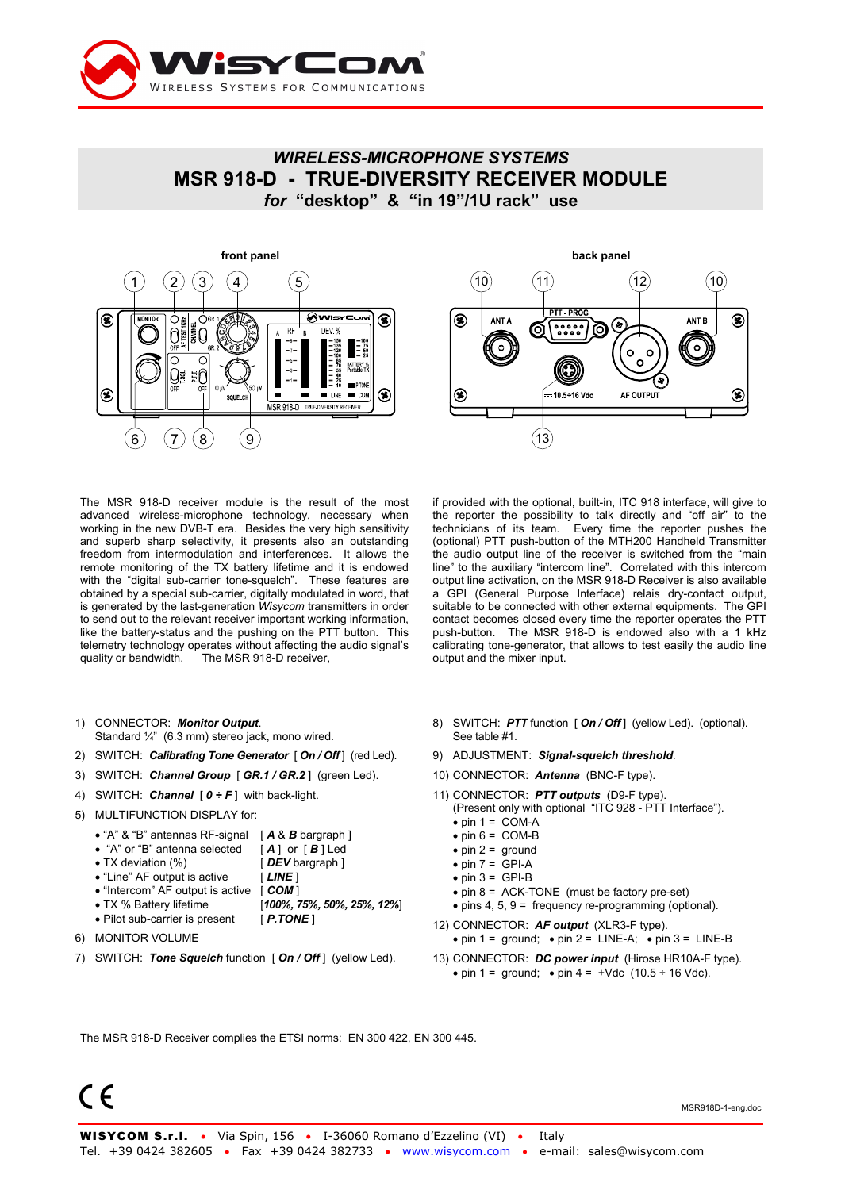# WIRELESS-MICROPHONE SYSTEMS

# MSR 918-D - TRUE-DIVERSITY RECEIVER MODULE

## *for* "desktop" & "in 19"/1U rack" use

**front panel**

**back panel**

The MSR 918-D receiver module is the result of the most advanced wireless-microphone technology, necessary when working in the new DVB-T era. Besides the very high sensitivity and superb sharp selectivity, it presents also an outstanding freedom from intermodulation and interferences. It allows the remote monitoring of the TX battery lifetime and it is endowed with the "digital sub-carrier tone-squelch". These features are obtained by a special sub-carrier, digitally modulated in word, that is generated by the last-generation *Wisycom* transmitters in order to send out to the relevant receiver important working information, like the battery-status and the pushing on the PTT button. This telemetry technology operates without affecting the audio signal's quality or bandwidth. The MSR 918-D receiver, if provided with the optional, built-in, ITC 918 interface, will give to the reporter the possibility to talk directly and "off air" to the technicians of its team. Every time the reporter pushes the (optional) PTT push-button of the MTH200 Handheld Transmitter the audio output line of the receiver is switched from the "main line" to the auxiliary "intercom line". Correlated with this intercom output line activation, on the MSR 918-D Receiver is also available a GPI (General Purpose Interface) relais dry-contact output, suitable to be connected with other external equipments. The GPI contact becomes closed every time the reporter operates the PTT push-button. The MSR 918-D is endowed also with a 1 kHz calibrating tone-generator, that allows to test easily the audio line output and the mixer input.

1) CONNECTOR: ***Monitor Output***.
   Standard ¼" (6.3 mm) stereo jack, mono wired.
2) SWITCH: ***Calibrating Tone Generator*** [ ***On / Off*** ] (red Led).
3) SWITCH: ***Channel Group*** [ ***GR.1 / GR.2*** ] (green Led).
4) SWITCH: ***Channel*** [ ***0 ÷ F*** ] with back-light.
5) MULTIFUNCTION DISPLAY for:
   - "A" & "B" antennas RF-signal [ ***A*** & ***B*** bargraph ]
   - "A" or "B" antenna selected [ ***A*** ] or [ ***B*** ] Led
   - TX deviation (%) [ ***DEV*** bargraph ]
   - "Line" AF output is active [ ***LINE*** ]
   - "Intercom" AF output is active [ ***COM*** ]
   - TX % Battery lifetime [***100%, 75%, 50%, 25%, 12%***]
   - Pilot sub-carrier is present [ ***P.TONE*** ]
6) MONITOR VOLUME
7) SWITCH: ***Tone Squelch*** function [ ***On / Off*** ] (yellow Led).
8) SWITCH: ***PTT*** function [ ***On / Off*** ] (yellow Led). (optional).
   See table #1.
9) ADJUSTMENT: ***Signal-squelch threshold***.
10) CONNECTOR: ***Antenna*** (BNC-F type).
11) CONNECTOR: ***PTT outputs*** (D9-F type).
    (Present only with optional "ITC 928 - PTT Interface").
    - pin 1 = COM-A
    - pin 6 = COM-B
    - pin 2 = ground
    - pin 7 = GPI-A
    - pin 3 = GPI-B
    - pin 8 = ACK-TONE (must be factory pre-set)
    - pins 4, 5, 9 = frequency re-programming (optional).
12) CONNECTOR: ***AF output*** (XLR3-F type).
    - pin 1 = ground; • pin 2 = LINE-A; • pin 3 = LINE-B
13) CONNECTOR: ***DC power input*** (Hirose HR10A-F type).
    - pin 1 = ground; • pin 4 = +Vdc (10.5 ÷ 16 Vdc).

The MSR 918-D Receiver complies the ETSI norms: EN 300 422, EN 300 445.

MSR918D-1-eng.doc

**WISYCOM S.r.l.** • Via Spin, 156 • I-36060 Romano d'Ezzelino (VI) • Italy
Tel. +39 0424 382605 • Fax +39 0424 382733 • www.wisycom.com • e-mail: sales@wisycom.com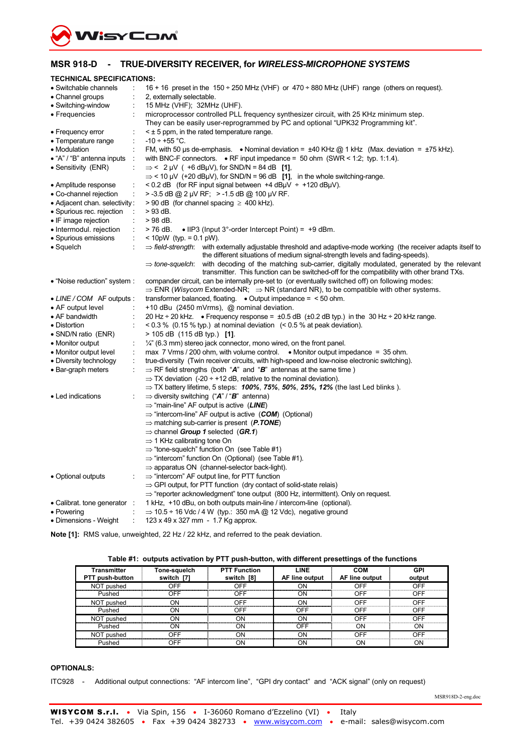# MSR 918-D - TRUE-DIVERSITY RECEIVER, for *WIRELESS-MICROPHONE SYSTEMS*

**TECHNICAL SPECIFICATIONS:**

- Switchable channels : 16 + 16 preset in the 150 ÷ 250 MHz (VHF) or 470 ÷ 880 MHz (UHF) range (others on request).
- Channel groups : 2, externally selectable.
- Switching-window : 15 MHz (VHF); 32MHz (UHF).
- Frequencies : microprocessor controlled PLL frequency synthesizer circuit, with 25 KHz minimum step. They can be easily user-reprogrammed by PC and optional "UPK32 Programming kit".
- Frequency error : < ± 5 ppm, in the rated temperature range.
- Temperature range : -10 ÷ +55 °C.
- Modulation : FM, with 50 µs de-emphasis. • Nominal deviation = ±40 KHz @ 1 kHz (Max. deviation = ±75 kHz).
- "A" / "B" antenna inputs : with BNC-F connectors. • RF input impedance = 50 ohm (SWR < 1:2; typ. 1:1.4).
- Sensitivity (ENR) : ⇒ < 2 µV ( +6 dBµV), for SND/N = 84 dB **[1]**,
  ⇒ < 10 µV (+20 dBµV), for SND/N = 96 dB **[1]**, in the whole switching-range.
- Amplitude response : < 0.2 dB (for RF input signal between +4 dBµV ÷ +120 dBµV).
- Co-channel rejection : > -3.5 dB @ 2 µV RF; > -1.5 dB @ 100 µV RF.
- Adjacent chan. selectivity : > 90 dB (for channel spacing ≥ 400 kHz).
- Spurious rec. rejection : > 93 dB.
- IF image rejection : > 98 dB.
- Intermodul. rejection : > 76 dB. • IIP3 (Input 3°-order Intercept Point) = +9 dBm.
- Spurious emissions : < 10pW (typ. = 0.1 pW).
- Squelch : ⇒ *field-strength*: with externally adjustable threshold and adaptive-mode working (the receiver adapts itself to the different situations of medium signal-strength levels and fading-speeds).
  ⇒ *tone-squelch*: with decoding of the matching sub-carrier, digitally modulated, generated by the relevant transmitter. This function can be switched-off for the compatibility with other brand TXs.
- "Noise reduction" system : compander circuit, can be internally pre-set to (or eventually switched off) on following modes:
  ⇒ ENR (*Wisycom* Extended-NR; ⇒ NR (standard NR), to be compatible with other systems.
- *LINE / COM* AF outputs : transformer balanced, floating. • Output impedance = < 50 ohm.
- AF output level : +10 dBu (2450 mVrms), @ nominal deviation.
- AF bandwidth : 20 Hz ÷ 20 kHz. • Frequency response = ±0.5 dB (±0.2 dB typ.) in the 30 Hz ÷ 20 kHz range.
- Distortion : < 0.3 % (0.15 % typ.) at nominal deviation (< 0.5 % at peak deviation).
- SND/N ratio (ENR) : > 105 dB (115 dB typ.) **[1]**.
- Monitor output : ¼" (6.3 mm) stereo jack connector, mono wired, on the front panel.
- Monitor output level : max 7 Vrms / 200 ohm, with volume control. • Monitor output impedance = 35 ohm.
- Diversity technology : true-diversity (Twin receiver circuits, with high-speed and low-noise electronic switching).
- Bar-graph meters : ⇒ RF field strengths (both "***A***" and "***B***" antennas at the same time )
  ⇒ TX deviation (-20 ÷ +12 dB, relative to the nominal deviation).
  ⇒ TX battery lifetime, 5 steps: ***100%***, ***75%***, ***50%***, ***25%***, ***12%*** (the last Led blinks ).
- Led indications : ⇒ diversity switching ("***A***" / "***B***" antenna)
  ⇒ "main-line" AF output is active (***LINE***)
  ⇒ "intercom-line" AF output is active (***COM***) (Optional)
  ⇒ matching sub-carrier is present (***P.TONE***)
  ⇒ channel ***Group 1*** selected (***GR.1***)
  ⇒ 1 KHz calibrating tone On
  ⇒ "tone-squelch" function On (see Table #1)
  ⇒ "intercom" function On (Optional) (see Table #1).
  ⇒ apparatus ON (channel-selector back-light).
- Optional outputs : ⇒ "intercom" AF output line, for PTT function
  ⇒ GPI output, for PTT function (dry contact of solid-state relais)
  ⇒ "reporter acknowledgment" tone output (800 Hz, intermittent). Only on request.
- Calibrat. tone generator : 1 kHz, +10 dBu, on both outputs main-line / intercom-line (optional).
- Powering : ⇒ 10.5 ÷ 16 Vdc / 4 W (typ.: 350 mA @ 12 Vdc), negative ground
- Dimensions - Weight : 123 x 49 x 327 mm - 1.7 Kg approx.

**Note [1]:** RMS value, unweighted, 22 Hz / 22 kHz, and referred to the peak deviation.

**Table #1: outputs activation by PTT push-button, with different presettings of the functions**

| Transmitter PTT push-button | Tone-squelch switch [7] | PTT Function switch [8] | LINE AF line output | COM AF line output | GPI output |
|---|---|---|---|---|---|
| NOT pushed | OFF | OFF | ON | OFF | OFF |
| Pushed | OFF | OFF | ON | OFF | OFF |
| NOT pushed | ON | OFF | ON | OFF | OFF |
| Pushed | ON | OFF | OFF | OFF | OFF |
| NOT pushed | ON | ON | ON | OFF | OFF |
| Pushed | ON | ON | OFF | ON | ON |
| NOT pushed | OFF | ON | ON | OFF | OFF |
| Pushed | OFF | ON | ON | ON | ON |

**OPTIONALS:**

ITC928 - Additional output connections: "AF intercom line", "GPI dry contact" and "ACK signal" (only on request)

MSR918D-2-eng.doc

**WISYCOM S.r.l.** • Via Spin, 156 • I-36060 Romano d'Ezzelino (VI) • Italy
Tel. +39 0424 382605 • Fax +39 0424 382733 • www.wisycom.com • e-mail: sales@wisycom.com